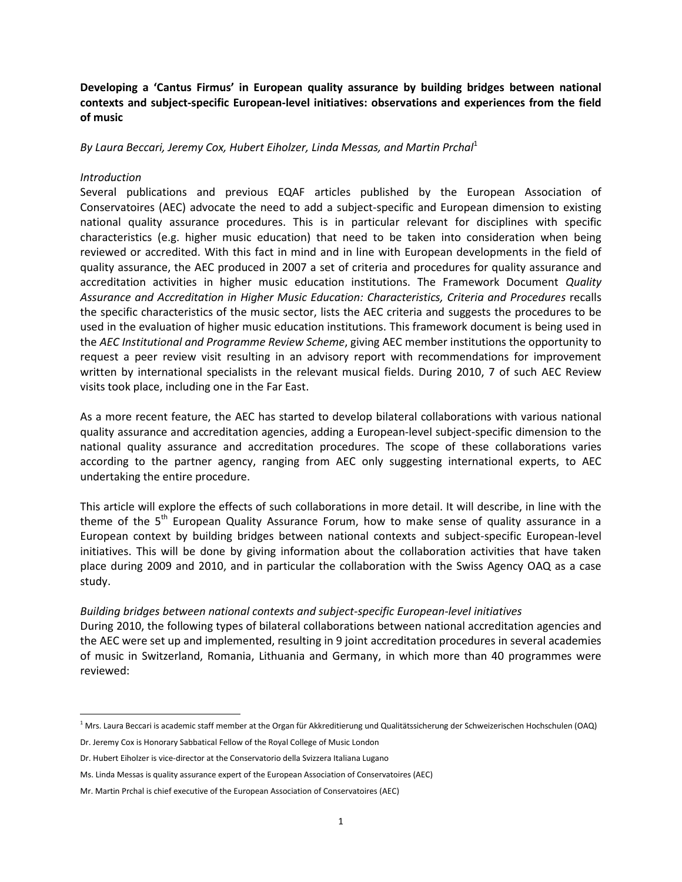**Developing a 'Cantus Firmus' in European quality assurance by building bridges between national contexts and subject-specific European-level initiatives: observations and experiences from the field of music**

*By Laura Beccari, Jeremy Cox, Hubert Eiholzer, Linda Messas, and Martin Prchal*[1]

*Introduction*

Several publications and previous EQAF articles published by the European Association of Conservatoires (AEC) advocate the need to add a subject-specific and European dimension to existing national quality assurance procedures. This is in particular relevant for disciplines with specific characteristics (e.g. higher music education) that need to be taken into consideration when being reviewed or accredited. With this fact in mind and in line with European developments in the field of quality assurance, the AEC produced in 2007 a set of criteria and procedures for quality assurance and accreditation activities in higher music education institutions. The Framework Document *Quality Assurance and Accreditation in Higher Music Education: Characteristics, Criteria and Procedures* recalls the specific characteristics of the music sector, lists the AEC criteria and suggests the procedures to be used in the evaluation of higher music education institutions. This framework document is being used in the *AEC Institutional and Programme Review Scheme*, giving AEC member institutions the opportunity to request a peer review visit resulting in an advisory report with recommendations for improvement written by international specialists in the relevant musical fields. During 2010, 7 of such AEC Review visits took place, including one in the Far East.

As a more recent feature, the AEC has started to develop bilateral collaborations with various national quality assurance and accreditation agencies, adding a European-level subject-specific dimension to the national quality assurance and accreditation procedures. The scope of these collaborations varies according to the partner agency, ranging from AEC only suggesting international experts, to AEC undertaking the entire procedure.

This article will explore the effects of such collaborations in more detail. It will describe, in line with the theme of the 5th European Quality Assurance Forum, how to make sense of quality assurance in a European context by building bridges between national contexts and subject-specific European-level initiatives. This will be done by giving information about the collaboration activities that have taken place during 2009 and 2010, and in particular the collaboration with the Swiss Agency OAQ as a case study.

*Building bridges between national contexts and subject-specific European-level initiatives*

During 2010, the following types of bilateral collaborations between national accreditation agencies and the AEC were set up and implemented, resulting in 9 joint accreditation procedures in several academies of music in Switzerland, Romania, Lithuania and Germany, in which more than 40 programmes were reviewed:

---

[1] Mrs. Laura Beccari is academic staff member at the Organ für Akkreditierung und Qualitätssicherung der Schweizerischen Hochschulen (OAQ)

Dr. Jeremy Cox is Honorary Sabbatical Fellow of the Royal College of Music London

Dr. Hubert Eiholzer is vice-director at the Conservatorio della Svizzera Italiana Lugano

Ms. Linda Messas is quality assurance expert of the European Association of Conservatoires (AEC)

Mr. Martin Prchal is chief executive of the European Association of Conservatoires (AEC)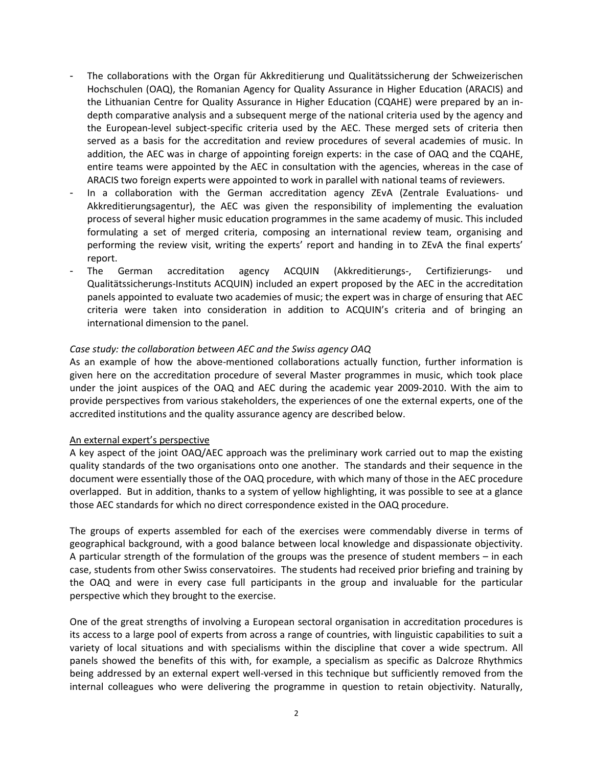- The collaborations with the Organ für Akkreditierung und Qualitätssicherung der Schweizerischen Hochschulen (OAQ), the Romanian Agency for Quality Assurance in Higher Education (ARACIS) and the Lithuanian Centre for Quality Assurance in Higher Education (CQAHE) were prepared by an in-depth comparative analysis and a subsequent merge of the national criteria used by the agency and the European-level subject-specific criteria used by the AEC. These merged sets of criteria then served as a basis for the accreditation and review procedures of several academies of music. In addition, the AEC was in charge of appointing foreign experts: in the case of OAQ and the CQAHE, entire teams were appointed by the AEC in consultation with the agencies, whereas in the case of ARACIS two foreign experts were appointed to work in parallel with national teams of reviewers.
- In a collaboration with the German accreditation agency ZEvA (Zentrale Evaluations- und Akkreditierungsagentur), the AEC was given the responsibility of implementing the evaluation process of several higher music education programmes in the same academy of music. This included formulating a set of merged criteria, composing an international review team, organising and performing the review visit, writing the experts' report and handing in to ZEvA the final experts' report.
- The German accreditation agency ACQUIN (Akkreditierungs-, Certifizierungs- und Qualitätssicherungs-Instituts ACQUIN) included an expert proposed by the AEC in the accreditation panels appointed to evaluate two academies of music; the expert was in charge of ensuring that AEC criteria were taken into consideration in addition to ACQUIN's criteria and of bringing an international dimension to the panel.

*Case study: the collaboration between AEC and the Swiss agency OAQ*

As an example of how the above-mentioned collaborations actually function, further information is given here on the accreditation procedure of several Master programmes in music, which took place under the joint auspices of the OAQ and AEC during the academic year 2009-2010. With the aim to provide perspectives from various stakeholders, the experiences of one the external experts, one of the accredited institutions and the quality assurance agency are described below.

<u>An external expert's perspective</u>

A key aspect of the joint OAQ/AEC approach was the preliminary work carried out to map the existing quality standards of the two organisations onto one another. The standards and their sequence in the document were essentially those of the OAQ procedure, with which many of those in the AEC procedure overlapped. But in addition, thanks to a system of yellow highlighting, it was possible to see at a glance those AEC standards for which no direct correspondence existed in the OAQ procedure.

The groups of experts assembled for each of the exercises were commendably diverse in terms of geographical background, with a good balance between local knowledge and dispassionate objectivity. A particular strength of the formulation of the groups was the presence of student members – in each case, students from other Swiss conservatoires. The students had received prior briefing and training by the OAQ and were in every case full participants in the group and invaluable for the particular perspective which they brought to the exercise.

One of the great strengths of involving a European sectoral organisation in accreditation procedures is its access to a large pool of experts from across a range of countries, with linguistic capabilities to suit a variety of local situations and with specialisms within the discipline that cover a wide spectrum. All panels showed the benefits of this with, for example, a specialism as specific as Dalcroze Rhythmics being addressed by an external expert well-versed in this technique but sufficiently removed from the internal colleagues who were delivering the programme in question to retain objectivity. Naturally,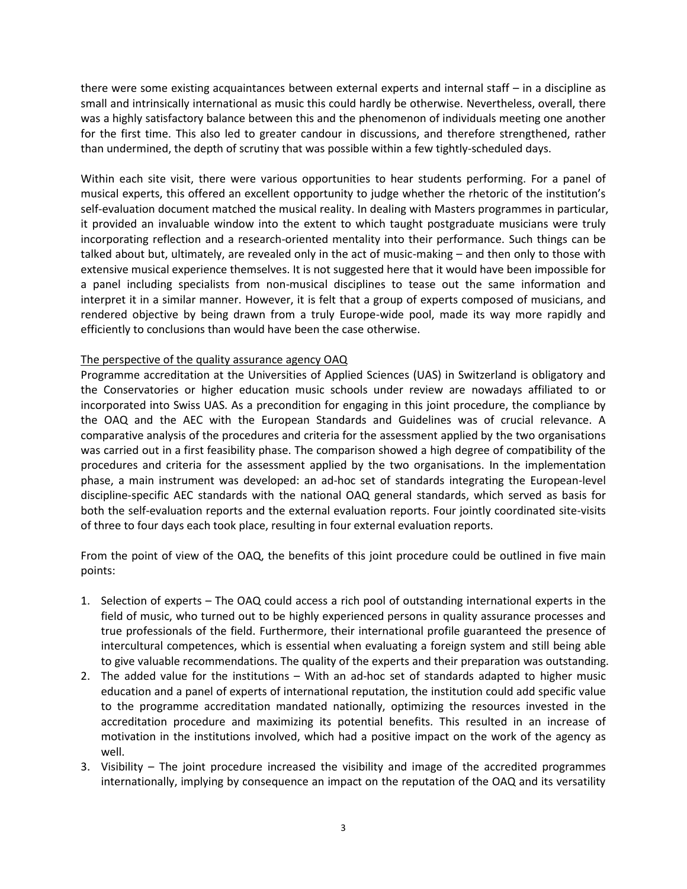there were some existing acquaintances between external experts and internal staff – in a discipline as small and intrinsically international as music this could hardly be otherwise. Nevertheless, overall, there was a highly satisfactory balance between this and the phenomenon of individuals meeting one another for the first time. This also led to greater candour in discussions, and therefore strengthened, rather than undermined, the depth of scrutiny that was possible within a few tightly-scheduled days.

Within each site visit, there were various opportunities to hear students performing. For a panel of musical experts, this offered an excellent opportunity to judge whether the rhetoric of the institution's self-evaluation document matched the musical reality. In dealing with Masters programmes in particular, it provided an invaluable window into the extent to which taught postgraduate musicians were truly incorporating reflection and a research-oriented mentality into their performance. Such things can be talked about but, ultimately, are revealed only in the act of music-making – and then only to those with extensive musical experience themselves. It is not suggested here that it would have been impossible for a panel including specialists from non-musical disciplines to tease out the same information and interpret it in a similar manner. However, it is felt that a group of experts composed of musicians, and rendered objective by being drawn from a truly Europe-wide pool, made its way more rapidly and efficiently to conclusions than would have been the case otherwise.

<u>The perspective of the quality assurance agency OAQ</u>

Programme accreditation at the Universities of Applied Sciences (UAS) in Switzerland is obligatory and the Conservatories or higher education music schools under review are nowadays affiliated to or incorporated into Swiss UAS. As a precondition for engaging in this joint procedure, the compliance by the OAQ and the AEC with the European Standards and Guidelines was of crucial relevance. A comparative analysis of the procedures and criteria for the assessment applied by the two organisations was carried out in a first feasibility phase. The comparison showed a high degree of compatibility of the procedures and criteria for the assessment applied by the two organisations. In the implementation phase, a main instrument was developed: an ad-hoc set of standards integrating the European-level discipline-specific AEC standards with the national OAQ general standards, which served as basis for both the self-evaluation reports and the external evaluation reports. Four jointly coordinated site-visits of three to four days each took place, resulting in four external evaluation reports.

From the point of view of the OAQ, the benefits of this joint procedure could be outlined in five main points:

1. Selection of experts – The OAQ could access a rich pool of outstanding international experts in the field of music, who turned out to be highly experienced persons in quality assurance processes and true professionals of the field. Furthermore, their international profile guaranteed the presence of intercultural competences, which is essential when evaluating a foreign system and still being able to give valuable recommendations. The quality of the experts and their preparation was outstanding.
2. The added value for the institutions – With an ad-hoc set of standards adapted to higher music education and a panel of experts of international reputation, the institution could add specific value to the programme accreditation mandated nationally, optimizing the resources invested in the accreditation procedure and maximizing its potential benefits. This resulted in an increase of motivation in the institutions involved, which had a positive impact on the work of the agency as well.
3. Visibility – The joint procedure increased the visibility and image of the accredited programmes internationally, implying by consequence an impact on the reputation of the OAQ and its versatility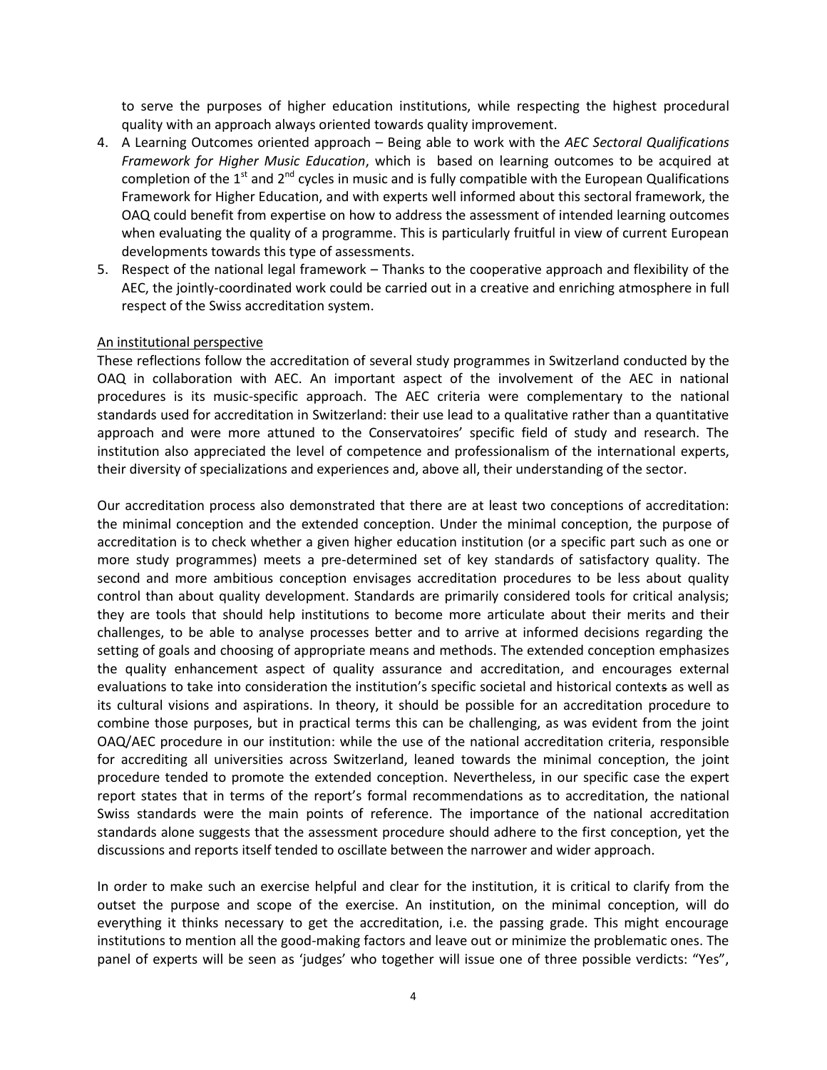to serve the purposes of higher education institutions, while respecting the highest procedural quality with an approach always oriented towards quality improvement.

4. A Learning Outcomes oriented approach – Being able to work with the *AEC Sectoral Qualifications Framework for Higher Music Education*, which is based on learning outcomes to be acquired at completion of the 1st and 2nd cycles in music and is fully compatible with the European Qualifications Framework for Higher Education, and with experts well informed about this sectoral framework, the OAQ could benefit from expertise on how to address the assessment of intended learning outcomes when evaluating the quality of a programme. This is particularly fruitful in view of current European developments towards this type of assessments.
5. Respect of the national legal framework – Thanks to the cooperative approach and flexibility of the AEC, the jointly-coordinated work could be carried out in a creative and enriching atmosphere in full respect of the Swiss accreditation system.

<u>An institutional perspective</u>

These reflections follow the accreditation of several study programmes in Switzerland conducted by the OAQ in collaboration with AEC. An important aspect of the involvement of the AEC in national procedures is its music-specific approach. The AEC criteria were complementary to the national standards used for accreditation in Switzerland: their use lead to a qualitative rather than a quantitative approach and were more attuned to the Conservatoires' specific field of study and research. The institution also appreciated the level of competence and professionalism of the international experts, their diversity of specializations and experiences and, above all, their understanding of the sector.

Our accreditation process also demonstrated that there are at least two conceptions of accreditation: the minimal conception and the extended conception. Under the minimal conception, the purpose of accreditation is to check whether a given higher education institution (or a specific part such as one or more study programmes) meets a pre-determined set of key standards of satisfactory quality. The second and more ambitious conception envisages accreditation procedures to be less about quality control than about quality development. Standards are primarily considered tools for critical analysis; they are tools that should help institutions to become more articulate about their merits and their challenges, to be able to analyse processes better and to arrive at informed decisions regarding the setting of goals and choosing of appropriate means and methods. The extended conception emphasizes the quality enhancement aspect of quality assurance and accreditation, and encourages external evaluations to take into consideration the institution's specific societal and historical contexts as well as its cultural visions and aspirations. In theory, it should be possible for an accreditation procedure to combine those purposes, but in practical terms this can be challenging, as was evident from the joint OAQ/AEC procedure in our institution: while the use of the national accreditation criteria, responsible for accrediting all universities across Switzerland, leaned towards the minimal conception, the joint procedure tended to promote the extended conception. Nevertheless, in our specific case the expert report states that in terms of the report's formal recommendations as to accreditation, the national Swiss standards were the main points of reference. The importance of the national accreditation standards alone suggests that the assessment procedure should adhere to the first conception, yet the discussions and reports itself tended to oscillate between the narrower and wider approach.

In order to make such an exercise helpful and clear for the institution, it is critical to clarify from the outset the purpose and scope of the exercise. An institution, on the minimal conception, will do everything it thinks necessary to get the accreditation, i.e. the passing grade. This might encourage institutions to mention all the good-making factors and leave out or minimize the problematic ones. The panel of experts will be seen as 'judges' who together will issue one of three possible verdicts: "Yes",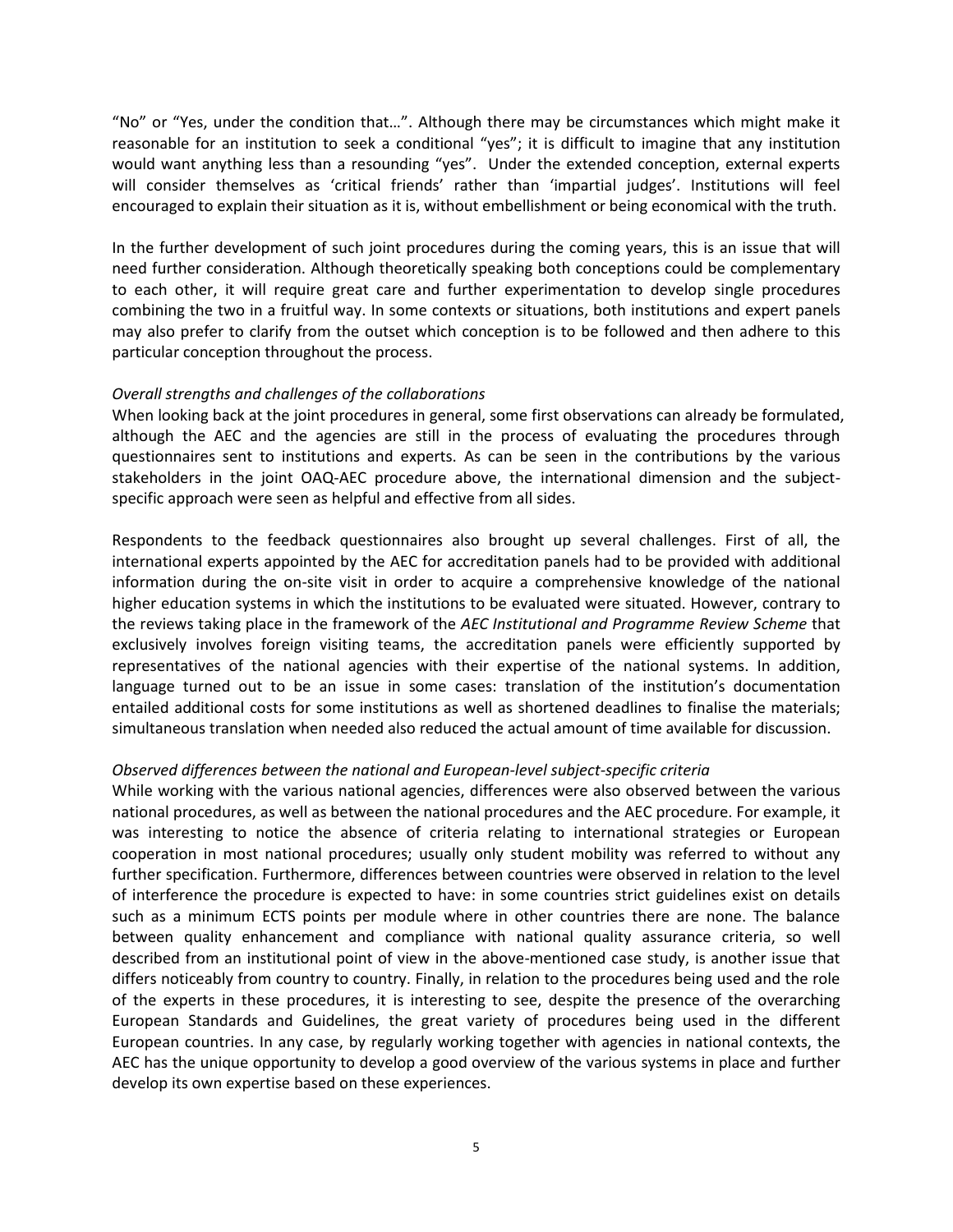"No" or "Yes, under the condition that…". Although there may be circumstances which might make it reasonable for an institution to seek a conditional "yes"; it is difficult to imagine that any institution would want anything less than a resounding "yes". Under the extended conception, external experts will consider themselves as 'critical friends' rather than 'impartial judges'. Institutions will feel encouraged to explain their situation as it is, without embellishment or being economical with the truth.

In the further development of such joint procedures during the coming years, this is an issue that will need further consideration. Although theoretically speaking both conceptions could be complementary to each other, it will require great care and further experimentation to develop single procedures combining the two in a fruitful way. In some contexts or situations, both institutions and expert panels may also prefer to clarify from the outset which conception is to be followed and then adhere to this particular conception throughout the process.

*Overall strengths and challenges of the collaborations*

When looking back at the joint procedures in general, some first observations can already be formulated, although the AEC and the agencies are still in the process of evaluating the procedures through questionnaires sent to institutions and experts. As can be seen in the contributions by the various stakeholders in the joint OAQ-AEC procedure above, the international dimension and the subject-specific approach were seen as helpful and effective from all sides.

Respondents to the feedback questionnaires also brought up several challenges. First of all, the international experts appointed by the AEC for accreditation panels had to be provided with additional information during the on-site visit in order to acquire a comprehensive knowledge of the national higher education systems in which the institutions to be evaluated were situated. However, contrary to the reviews taking place in the framework of the *AEC Institutional and Programme Review Scheme* that exclusively involves foreign visiting teams, the accreditation panels were efficiently supported by representatives of the national agencies with their expertise of the national systems. In addition, language turned out to be an issue in some cases: translation of the institution's documentation entailed additional costs for some institutions as well as shortened deadlines to finalise the materials; simultaneous translation when needed also reduced the actual amount of time available for discussion.

*Observed differences between the national and European-level subject-specific criteria*

While working with the various national agencies, differences were also observed between the various national procedures, as well as between the national procedures and the AEC procedure. For example, it was interesting to notice the absence of criteria relating to international strategies or European cooperation in most national procedures; usually only student mobility was referred to without any further specification. Furthermore, differences between countries were observed in relation to the level of interference the procedure is expected to have: in some countries strict guidelines exist on details such as a minimum ECTS points per module where in other countries there are none. The balance between quality enhancement and compliance with national quality assurance criteria, so well described from an institutional point of view in the above-mentioned case study, is another issue that differs noticeably from country to country. Finally, in relation to the procedures being used and the role of the experts in these procedures, it is interesting to see, despite the presence of the overarching European Standards and Guidelines, the great variety of procedures being used in the different European countries. In any case, by regularly working together with agencies in national contexts, the AEC has the unique opportunity to develop a good overview of the various systems in place and further develop its own expertise based on these experiences.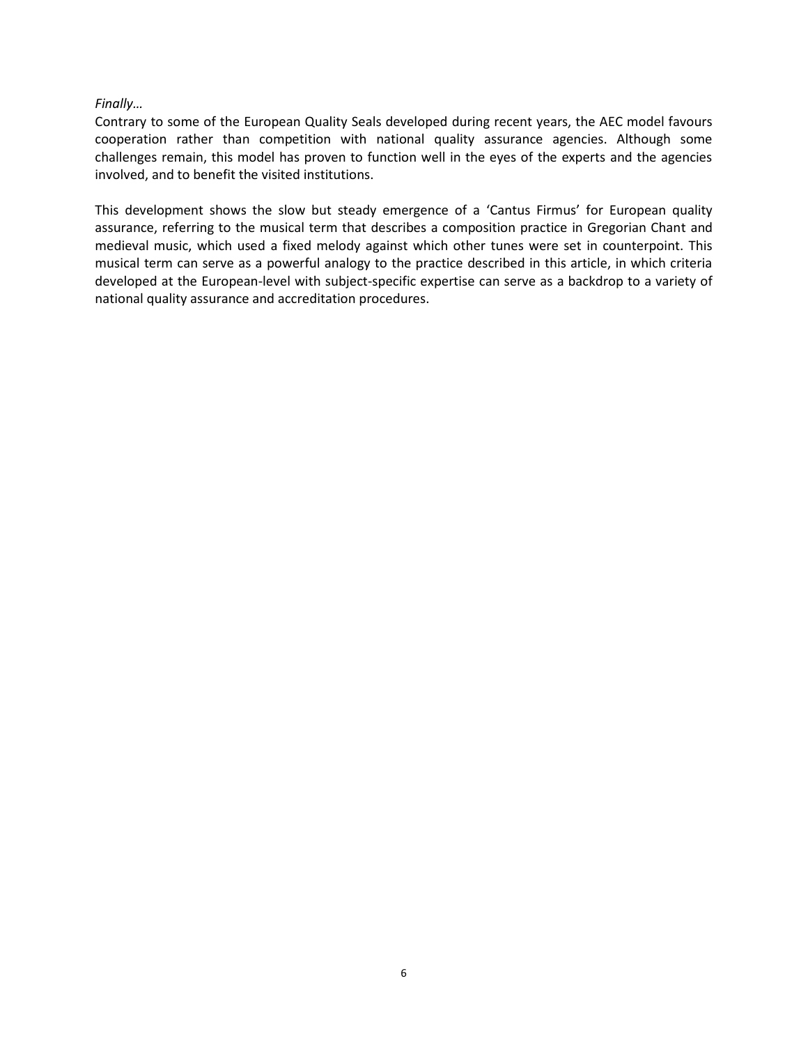*Finally…*

Contrary to some of the European Quality Seals developed during recent years, the AEC model favours cooperation rather than competition with national quality assurance agencies. Although some challenges remain, this model has proven to function well in the eyes of the experts and the agencies involved, and to benefit the visited institutions.

This development shows the slow but steady emergence of a 'Cantus Firmus' for European quality assurance, referring to the musical term that describes a composition practice in Gregorian Chant and medieval music, which used a fixed melody against which other tunes were set in counterpoint. This musical term can serve as a powerful analogy to the practice described in this article, in which criteria developed at the European-level with subject-specific expertise can serve as a backdrop to a variety of national quality assurance and accreditation procedures.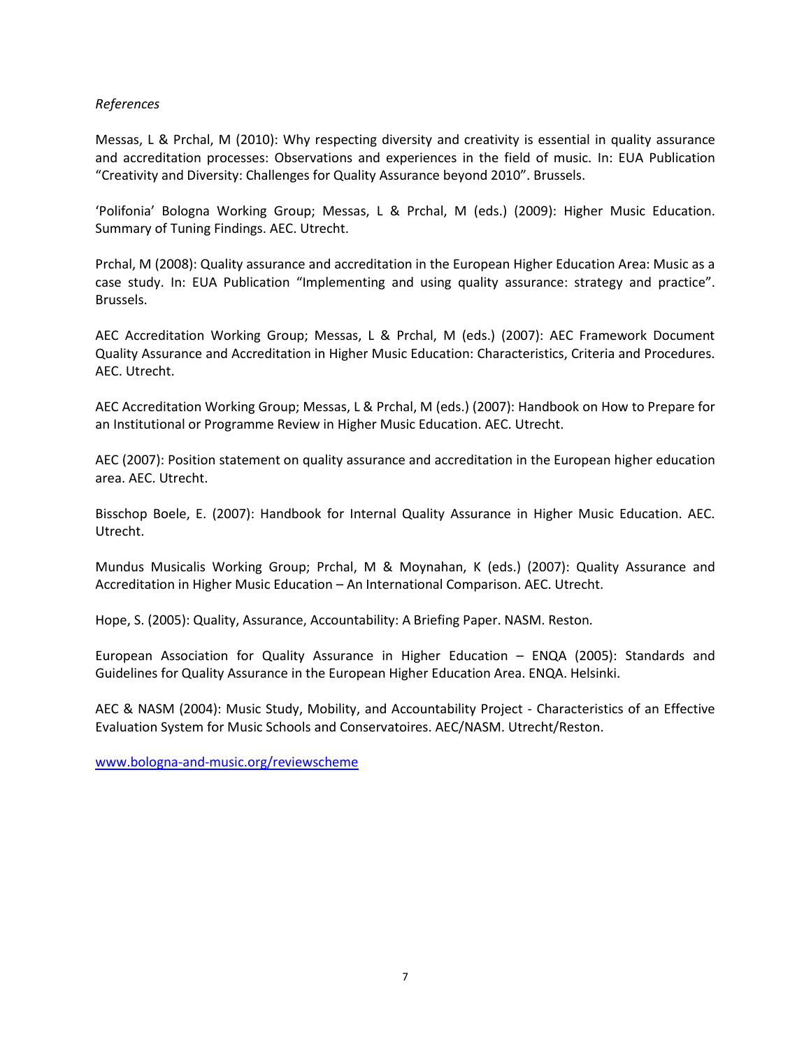*References*

Messas, L & Prchal, M (2010): Why respecting diversity and creativity is essential in quality assurance and accreditation processes: Observations and experiences in the field of music. In: EUA Publication "Creativity and Diversity: Challenges for Quality Assurance beyond 2010". Brussels.

'Polifonia' Bologna Working Group; Messas, L & Prchal, M (eds.) (2009): Higher Music Education. Summary of Tuning Findings. AEC. Utrecht.

Prchal, M (2008): Quality assurance and accreditation in the European Higher Education Area: Music as a case study. In: EUA Publication "Implementing and using quality assurance: strategy and practice". Brussels.

AEC Accreditation Working Group; Messas, L & Prchal, M (eds.) (2007): AEC Framework Document Quality Assurance and Accreditation in Higher Music Education: Characteristics, Criteria and Procedures. AEC. Utrecht.

AEC Accreditation Working Group; Messas, L & Prchal, M (eds.) (2007): Handbook on How to Prepare for an Institutional or Programme Review in Higher Music Education. AEC. Utrecht.

AEC (2007): Position statement on quality assurance and accreditation in the European higher education area. AEC. Utrecht.

Bisschop Boele, E. (2007): Handbook for Internal Quality Assurance in Higher Music Education. AEC. Utrecht.

Mundus Musicalis Working Group; Prchal, M & Moynahan, K (eds.) (2007): Quality Assurance and Accreditation in Higher Music Education – An International Comparison. AEC. Utrecht.

Hope, S. (2005): Quality, Assurance, Accountability: A Briefing Paper. NASM. Reston.

European Association for Quality Assurance in Higher Education – ENQA (2005): Standards and Guidelines for Quality Assurance in the European Higher Education Area. ENQA. Helsinki.

AEC & NASM (2004): Music Study, Mobility, and Accountability Project - Characteristics of an Effective Evaluation System for Music Schools and Conservatoires. AEC/NASM. Utrecht/Reston.

[www.bologna-and-music.org/reviewscheme](http://www.bologna-and-music.org/reviewscheme)